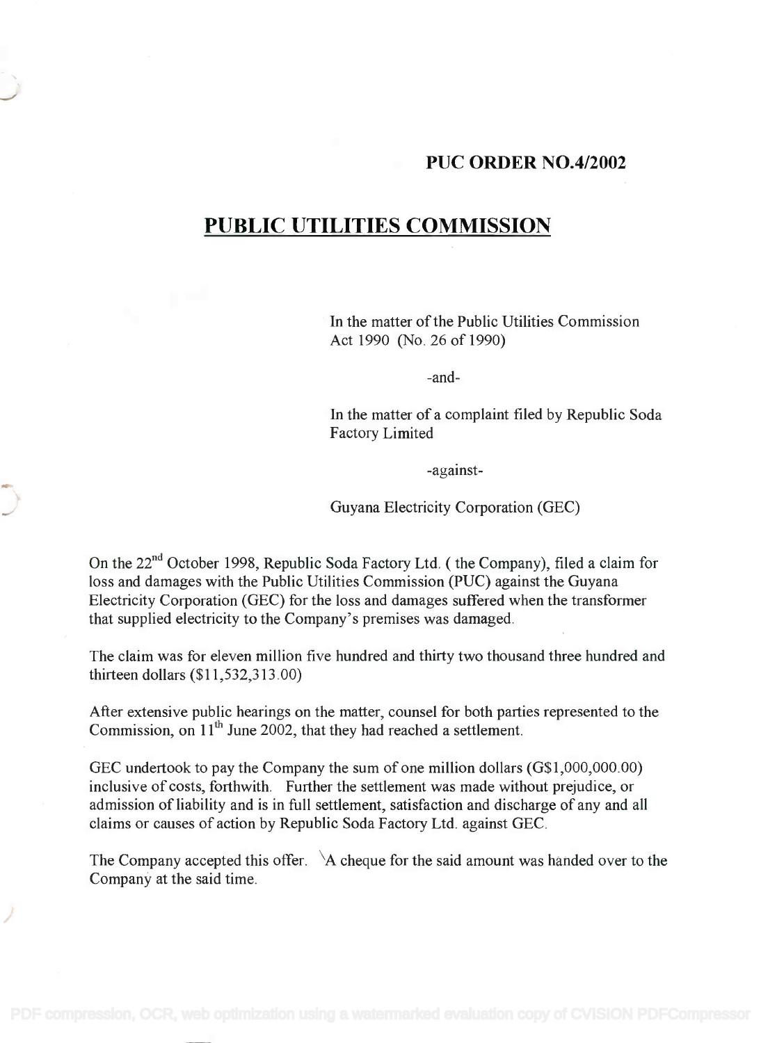**PUC ORDER NO.4/2002**

# PUBLIC UTILITIES COMMISSION

In the matter of the Public Utilities Commission Act 1990 (No. 26 of 1990)

-and-

In the matter of a complaint filed by Republic Soda Factory Limited

-against-

Guyana Electricity Corporation (GEC)

On the 22nd October 1998, Republic Soda Factory Ltd. ( the Company), filed a claim for loss and damages with the Public Utilities Commission (PUC) against the Guyana Electricity Corporation (GEC) for the loss and damages suffered when the transformer that supplied electricity to the Company's premises was damaged.

The claim was for eleven million five hundred and thirty two thousand three hundred and thirteen dollars ($11,532,313.00)

After extensive public hearings on the matter, counsel for both parties represented to the Commission, on 11th June 2002, that they had reached a settlement.

GEC undertook to pay the Company the sum of one million dollars (G$1,000,000.00) inclusive of costs, forthwith. Further the settlement was made without prejudice, or admission of liability and is in full settlement, satisfaction and discharge of any and all claims or causes of action by Republic Soda Factory Ltd. against GEC.

The Company accepted this offer. A cheque for the said amount was handed over to the Company at the said time.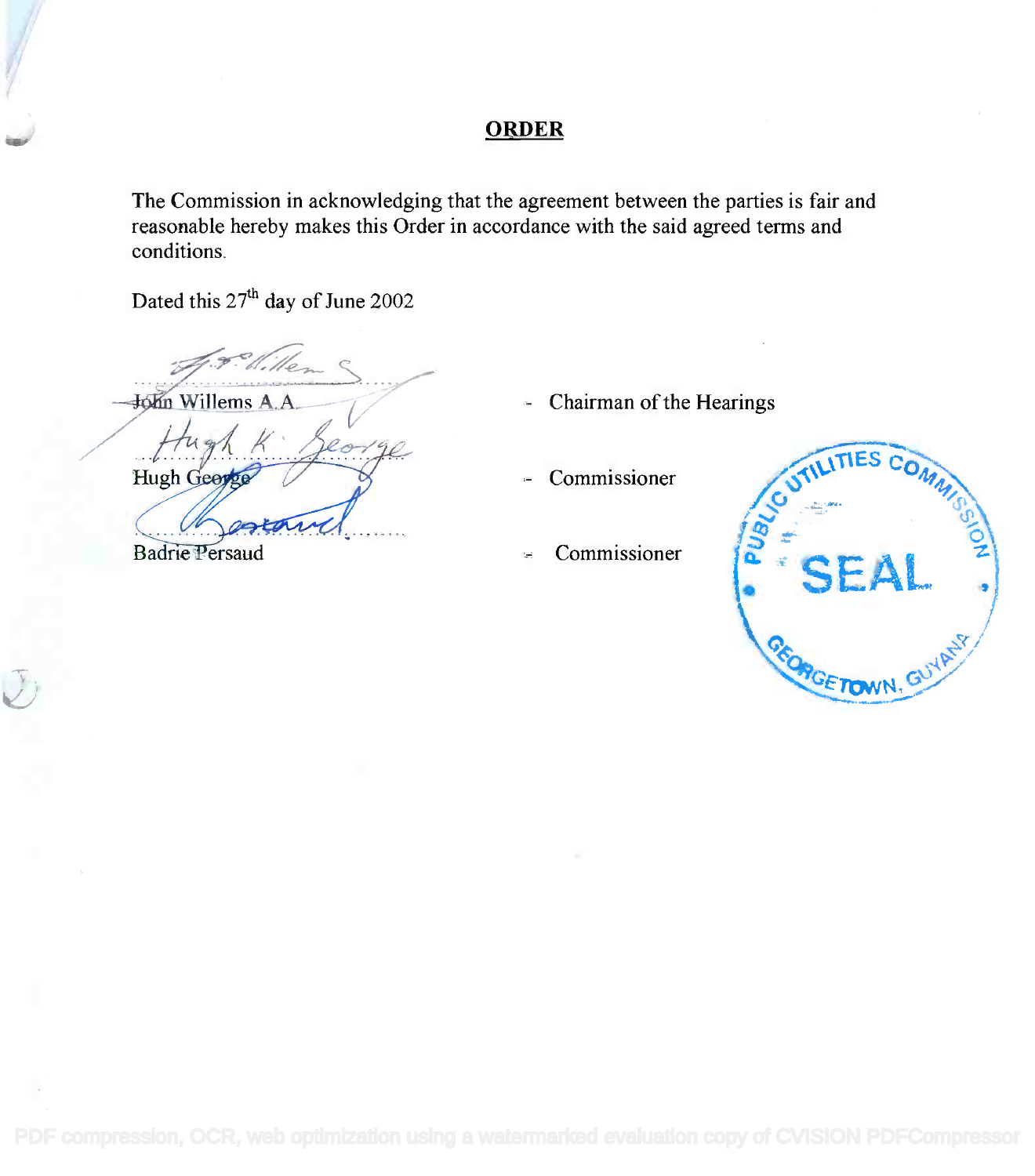## ORDER

The Commission in acknowledging that the agreement between the parties is fair and reasonable hereby makes this Order in accordance with the said agreed terms and conditions.

Dated this 27th day of June 2002

John Willems A.A. - Chairman of the Hearings

Hugh George - Commissioner

Badrie Persaud - Commissioner

PUBLIC UTILITIES COMMISSION SEAL GEORGETOWN, GUYANA